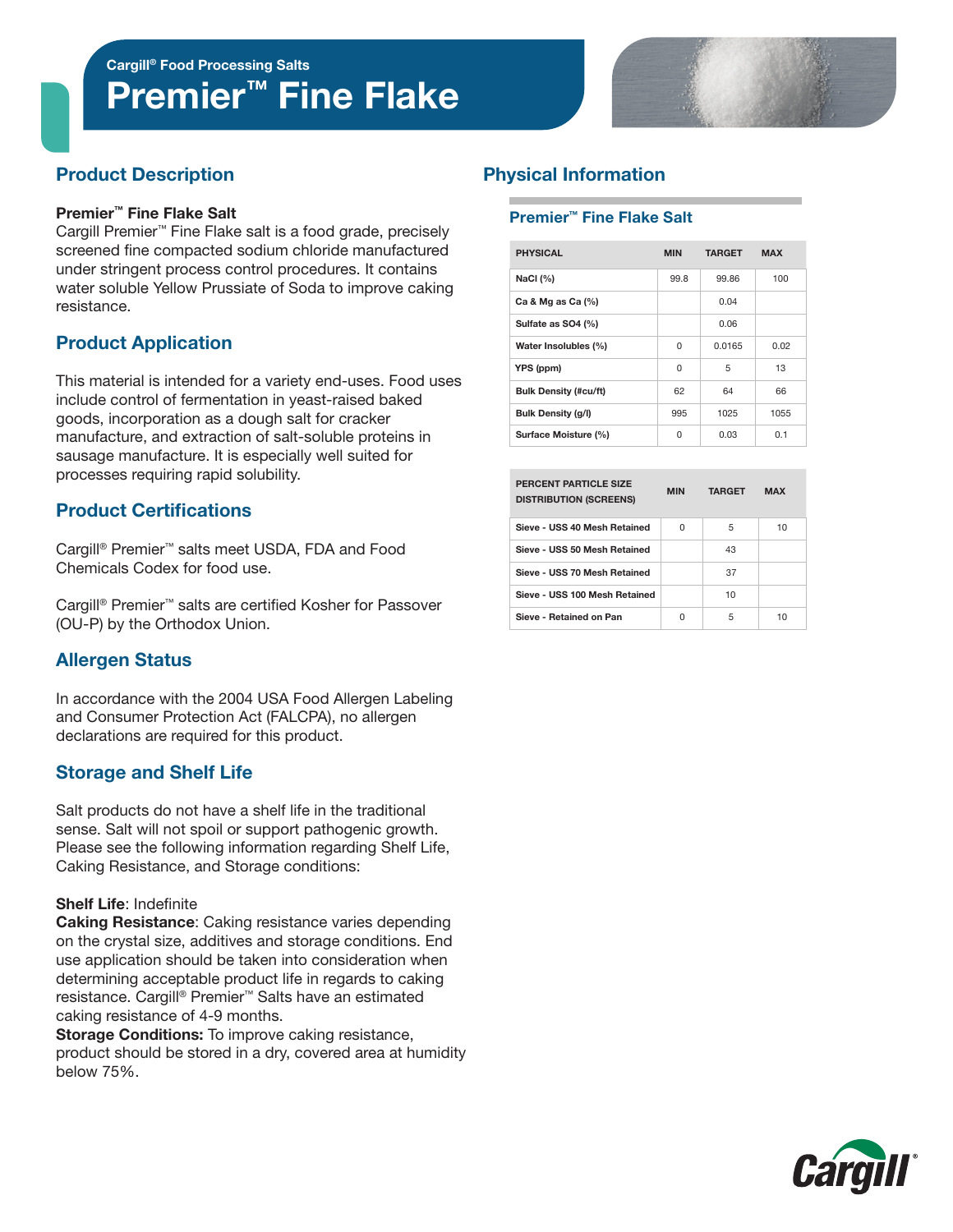Cargill® Food Processing Salts

# Premier™ Fine Flake

## Product Description

**Premier™ Fine Flake Salt**
Cargill Premier™ Fine Flake salt is a food grade, precisely screened fine compacted sodium chloride manufactured under stringent process control procedures. It contains water soluble Yellow Prussiate of Soda to improve caking resistance.

## Product Application

This material is intended for a variety end-uses. Food uses include control of fermentation in yeast-raised baked goods, incorporation as a dough salt for cracker manufacture, and extraction of salt-soluble proteins in sausage manufacture. It is especially well suited for processes requiring rapid solubility.

## Product Certifications

Cargill® Premier™ salts meet USDA, FDA and Food Chemicals Codex for food use.

Cargill® Premier™ salts are certified Kosher for Passover (OU-P) by the Orthodox Union.

## Allergen Status

In accordance with the 2004 USA Food Allergen Labeling and Consumer Protection Act (FALCPA), no allergen declarations are required for this product.

## Storage and Shelf Life

Salt products do not have a shelf life in the traditional sense. Salt will not spoil or support pathogenic growth. Please see the following information regarding Shelf Life, Caking Resistance, and Storage conditions:

**Shelf Life**: Indefinite
**Caking Resistance**: Caking resistance varies depending on the crystal size, additives and storage conditions. End use application should be taken into consideration when determining acceptable product life in regards to caking resistance. Cargill® Premier™ Salts have an estimated caking resistance of 4-9 months.
**Storage Conditions:** To improve caking resistance, product should be stored in a dry, covered area at humidity below 75%.

## Physical Information

### Premier™ Fine Flake Salt

| PHYSICAL | MIN | TARGET | MAX |
|---|---|---|---|
| NaCl (%) | 99.8 | 99.86 | 100 |
| Ca & Mg as Ca (%) | | 0.04 | |
| Sulfate as SO4 (%) | | 0.06 | |
| Water Insolubles (%) | 0 | 0.0165 | 0.02 |
| YPS (ppm) | 0 | 5 | 13 |
| Bulk Density (#cu/ft) | 62 | 64 | 66 |
| Bulk Density (g/l) | 995 | 1025 | 1055 |
| Surface Moisture (%) | 0 | 0.03 | 0.1 |

| PERCENT PARTICLE SIZE DISTRIBUTION (SCREENS) | MIN | TARGET | MAX |
|---|---|---|---|
| Sieve - USS 40 Mesh Retained | 0 | 5 | 10 |
| Sieve - USS 50 Mesh Retained | | 43 | |
| Sieve - USS 70 Mesh Retained | | 37 | |
| Sieve - USS 100 Mesh Retained | | 10 | |
| Sieve - Retained on Pan | 0 | 5 | 10 |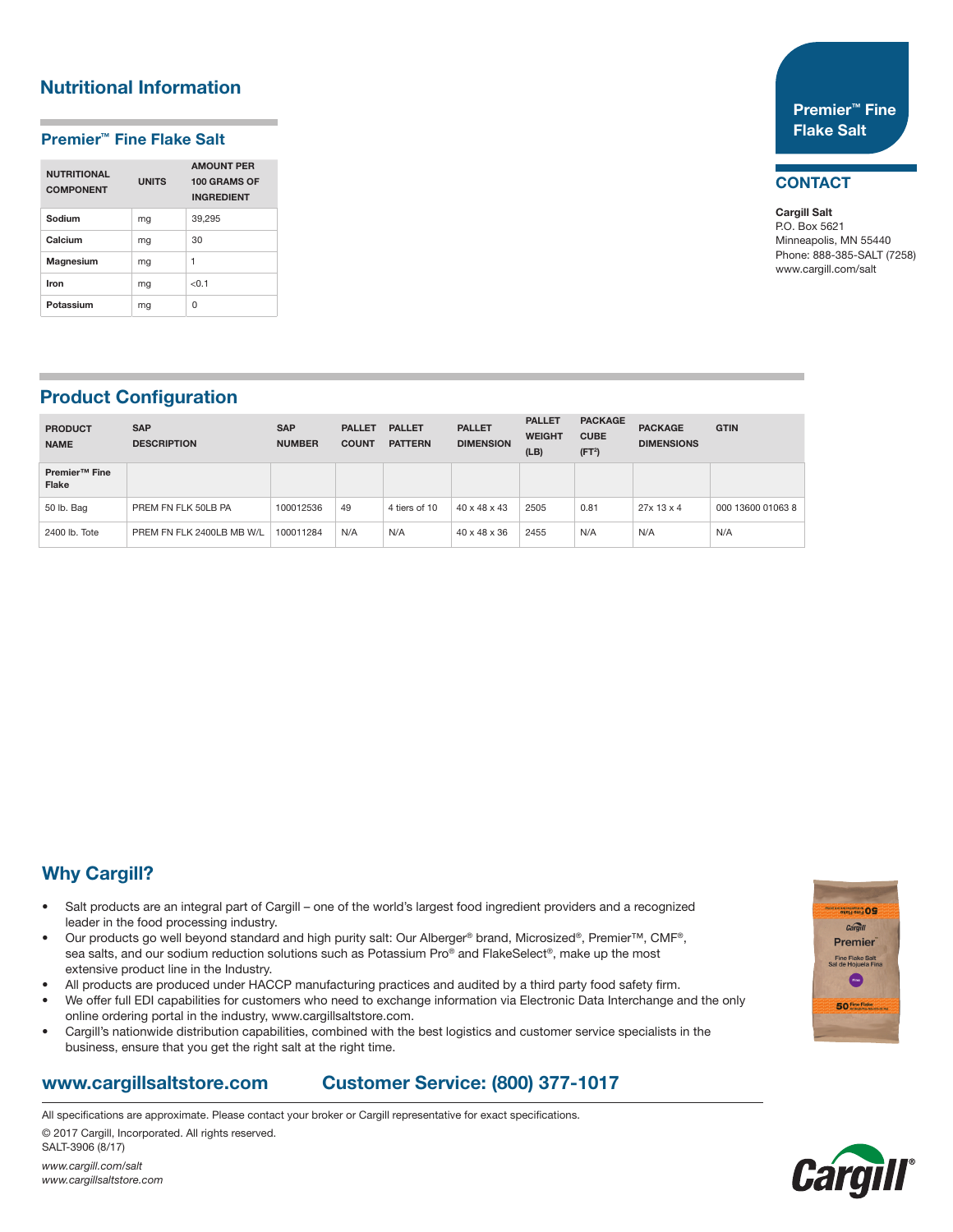# Nutritional Information

## Premier™ Fine Flake Salt

| NUTRITIONAL COMPONENT | UNITS | AMOUNT PER 100 GRAMS OF INGREDIENT |
|---|---|---|
| Sodium | mg | 39,295 |
| Calcium | mg | 30 |
| Magnesium | mg | 1 |
| Iron | mg | <0.1 |
| Potassium | mg | 0 |

**Premier™ Fine Flake Salt**

## CONTACT

**Cargill Salt**
P.O. Box 5621
Minneapolis, MN 55440
Phone: 888-385-SALT (7258)
www.cargill.com/salt

# Product Configuration

| PRODUCT NAME | SAP DESCRIPTION | SAP NUMBER | PALLET COUNT | PALLET PATTERN | PALLET DIMENSION | PALLET WEIGHT (LB) | PACKAGE CUBE ($FT^3$) | PACKAGE DIMENSIONS | GTIN |
|---|---|---|---|---|---|---|---|---|---|
| Premier™ Fine Flake | | | | | | | | | |
| 50 lb. Bag | PREM FN FLK 50LB PA | 100012536 | 49 | 4 tiers of 10 | 40 x 48 x 43 | 2505 | 0.81 | 27x 13 x 4 | 000 13600 01063 8 |
| 2400 lb. Tote | PREM FN FLK 2400LB MB W/L | 100011284 | N/A | N/A | 40 x 48 x 36 | 2455 | N/A | N/A | N/A |

# Why Cargill?

- Salt products are an integral part of Cargill – one of the world's largest food ingredient providers and a recognized leader in the food processing industry.
- Our products go well beyond standard and high purity salt: Our Alberger® brand, Microsized®, Premier™, CMF®, sea salts, and our sodium reduction solutions such as Potassium Pro® and FlakeSelect®, make up the most extensive product line in the Industry.
- All products are produced under HACCP manufacturing practices and audited by a third party food safety firm.
- We offer full EDI capabilities for customers who need to exchange information via Electronic Data Interchange and the only online ordering portal in the industry, www.cargillsaltstore.com.
- Cargill's nationwide distribution capabilities, combined with the best logistics and customer service specialists in the business, ensure that you get the right salt at the right time.

**www.cargillsaltstore.com** **Customer Service: (800) 377-1017**

All specifications are approximate. Please contact your broker or Cargill representative for exact specifications.

© 2017 Cargill, Incorporated. All rights reserved.
SALT-3906 (8/17)

*www.cargill.com/salt*
*www.cargillsaltstore.com*